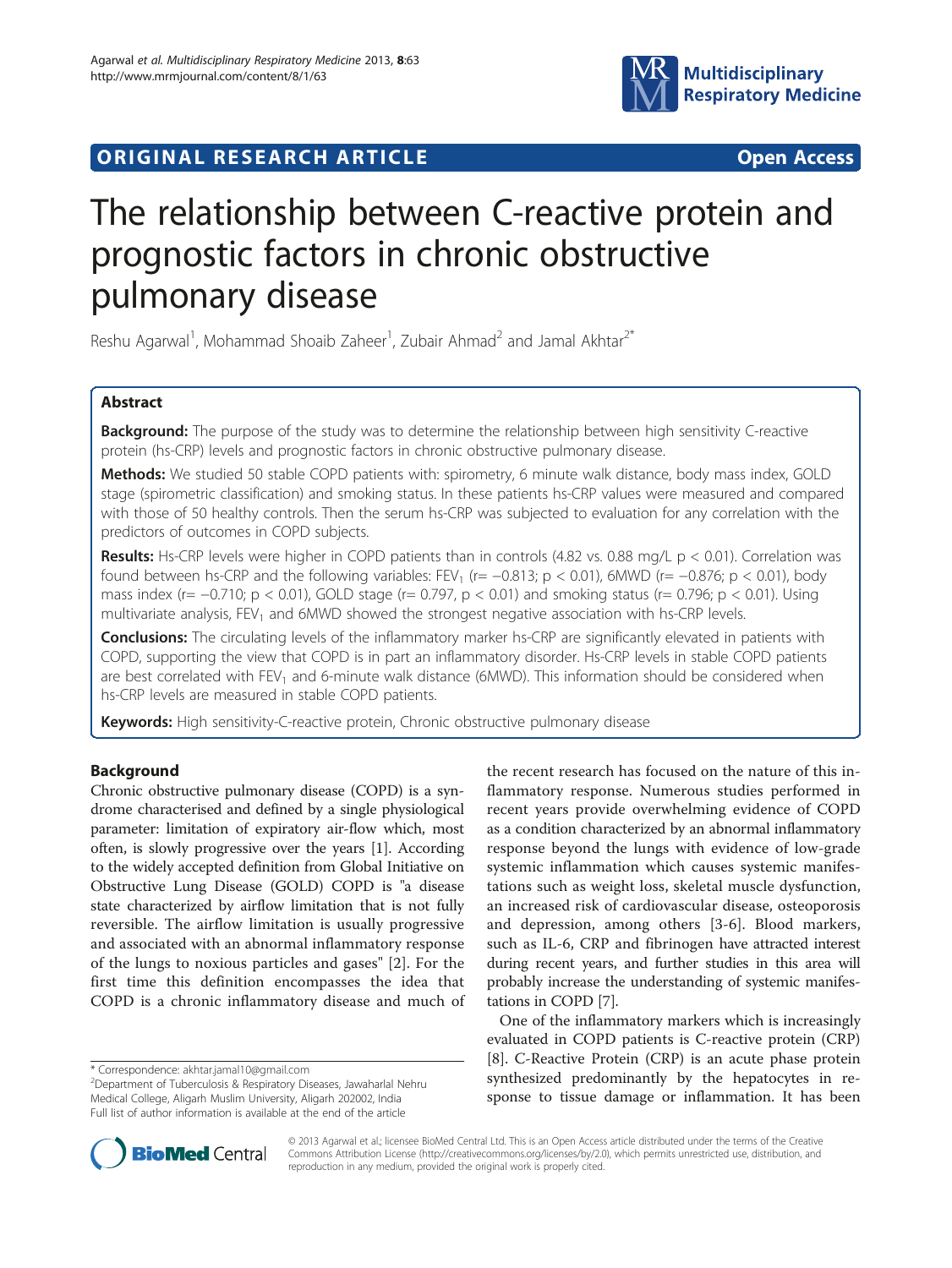ORIGINAL RESEARCH ARTICLE — Open Access

# The relationship between C-reactive protein and prognostic factors in chronic obstructive pulmonary disease

Reshu Agarwal[1], Mohammad Shoaib Zaheer[1], Zubair Ahmad[2] and Jamal Akhtar[2*]

## Abstract

**Background:** The purpose of the study was to determine the relationship between high sensitivity C-reactive protein (hs-CRP) levels and prognostic factors in chronic obstructive pulmonary disease.

**Methods:** We studied 50 stable COPD patients with: spirometry, 6 minute walk distance, body mass index, GOLD stage (spirometric classification) and smoking status. In these patients hs-CRP values were measured and compared with those of 50 healthy controls. Then the serum hs-CRP was subjected to evaluation for any correlation with the predictors of outcomes in COPD subjects.

**Results:** Hs-CRP levels were higher in COPD patients than in controls (4.82 vs. 0.88 mg/L $p < 0.01$). Correlation was found between hs-CRP and the following variables: $FEV_1$ ($r = -0.813$; $p < 0.01$), 6MWD ($r = -0.876$; $p < 0.01$), body mass index ($r = -0.710$; $p < 0.01$), GOLD stage ($r = 0.797$, $p < 0.01$) and smoking status ($r = 0.796$; $p < 0.01$). Using multivariate analysis, $FEV_1$ and 6MWD showed the strongest negative association with hs-CRP levels.

**Conclusions:** The circulating levels of the inflammatory marker hs-CRP are significantly elevated in patients with COPD, supporting the view that COPD is in part an inflammatory disorder. Hs-CRP levels in stable COPD patients are best correlated with $FEV_1$ and 6-minute walk distance (6MWD). This information should be considered when hs-CRP levels are measured in stable COPD patients.

**Keywords:** High sensitivity-C-reactive protein, Chronic obstructive pulmonary disease

## Background

Chronic obstructive pulmonary disease (COPD) is a syndrome characterised and defined by a single physiological parameter: limitation of expiratory air-flow which, most often, is slowly progressive over the years [1]. According to the widely accepted definition from Global Initiative on Obstructive Lung Disease (GOLD) COPD is "a disease state characterized by airflow limitation that is not fully reversible. The airflow limitation is usually progressive and associated with an abnormal inflammatory response of the lungs to noxious particles and gases" [2]. For the first time this definition encompasses the idea that COPD is a chronic inflammatory disease and much of the recent research has focused on the nature of this inflammatory response. Numerous studies performed in recent years provide overwhelming evidence of COPD as a condition characterized by an abnormal inflammatory response beyond the lungs with evidence of low-grade systemic inflammation which causes systemic manifestations such as weight loss, skeletal muscle dysfunction, an increased risk of cardiovascular disease, osteoporosis and depression, among others [3-6]. Blood markers, such as IL-6, CRP and fibrinogen have attracted interest during recent years, and further studies in this area will probably increase the understanding of systemic manifestations in COPD [7].

One of the inflammatory markers which is increasingly evaluated in COPD patients is C-reactive protein (CRP) [8]. C-Reactive Protein (CRP) is an acute phase protein synthesized predominantly by the hepatocytes in response to tissue damage or inflammation. It has been

\* Correspondence: akhtar.jamal10@gmail.com

[2]Department of Tuberculosis & Respiratory Diseases, Jawaharlal Nehru Medical College, Aligarh Muslim University, Aligarh 202002, India

Full list of author information is available at the end of the article

© 2013 Agarwal et al.; licensee BioMed Central Ltd. This is an Open Access article distributed under the terms of the Creative Commons Attribution License (http://creativecommons.org/licenses/by/2.0), which permits unrestricted use, distribution, and reproduction in any medium, provided the original work is properly cited.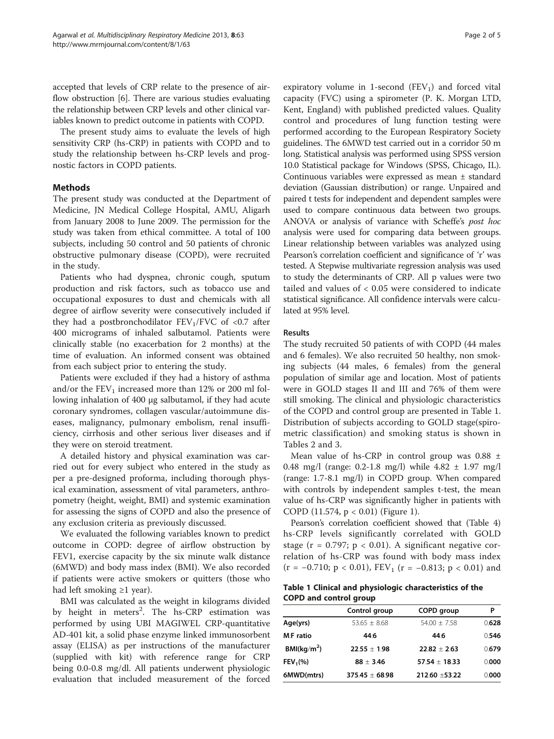accepted that levels of CRP relate to the presence of airflow obstruction [6]. There are various studies evaluating the relationship between CRP levels and other clinical variables known to predict outcome in patients with COPD.

The present study aims to evaluate the levels of high sensitivity CRP (hs-CRP) in patients with COPD and to study the relationship between hs-CRP levels and prognostic factors in COPD patients.

## Methods

The present study was conducted at the Department of Medicine, JN Medical College Hospital, AMU, Aligarh from January 2008 to June 2009. The permission for the study was taken from ethical committee. A total of 100 subjects, including 50 control and 50 patients of chronic obstructive pulmonary disease (COPD), were recruited in the study.

Patients who had dyspnea, chronic cough, sputum production and risk factors, such as tobacco use and occupational exposures to dust and chemicals with all degree of airflow severity were consecutively included if they had a postbronchodilator $FEV_1$/FVC of <0.7 after 400 micrograms of inhaled salbutamol. Patients were clinically stable (no exacerbation for 2 months) at the time of evaluation. An informed consent was obtained from each subject prior to entering the study.

Patients were excluded if they had a history of asthma and/or the $FEV_1$ increased more than 12% or 200 ml following inhalation of 400 μg salbutamol, if they had acute coronary syndromes, collagen vascular/autoimmune diseases, malignancy, pulmonary embolism, renal insufficiency, cirrhosis and other serious liver diseases and if they were on steroid treatment.

A detailed history and physical examination was carried out for every subject who entered in the study as per a pre-designed proforma, including thorough physical examination, assessment of vital parameters, anthropometry (height, weight, BMI) and systemic examination for assessing the signs of COPD and also the presence of any exclusion criteria as previously discussed.

We evaluated the following variables known to predict outcome in COPD: degree of airflow obstruction by FEV1, exercise capacity by the six minute walk distance (6MWD) and body mass index (BMI). We also recorded if patients were active smokers or quitters (those who had left smoking ≥1 year).

BMI was calculated as the weight in kilograms divided by height in $meters^2$. The hs-CRP estimation was performed by using UBI MAGIWEL CRP-quantitative AD-401 kit, a solid phase enzyme linked immunosorbent assay (ELISA) as per instructions of the manufacturer (supplied with kit) with reference range for CRP being 0.0-0.8 mg/dl. All patients underwent physiologic evaluation that included measurement of the forced expiratory volume in 1-second ($FEV_1$) and forced vital capacity (FVC) using a spirometer (P. K. Morgan LTD, Kent, England) with published predicted values. Quality control and procedures of lung function testing were performed according to the European Respiratory Society guidelines. The 6MWD test carried out in a corridor 50 m long. Statistical analysis was performed using SPSS version 10.0 Statistical package for Windows (SPSS, Chicago, IL). Continuous variables were expressed as mean ± standard deviation (Gaussian distribution) or range. Unpaired and paired t tests for independent and dependent samples were used to compare continuous data between two groups. ANOVA or analysis of variance with Scheffe's *post hoc* analysis were used for comparing data between groups. Linear relationship between variables was analyzed using Pearson's correlation coefficient and significance of 'r' was tested. A Stepwise multivariate regression analysis was used to study the determinants of CRP. All p values were two tailed and values of < 0.05 were considered to indicate statistical significance. All confidence intervals were calculated at 95% level.

## Results

The study recruited 50 patients of with COPD (44 males and 6 females). We also recruited 50 healthy, non smoking subjects (44 males, 6 females) from the general population of similar age and location. Most of patients were in GOLD stages II and III and 76% of them were still smoking. The clinical and physiologic characteristics of the COPD and control group are presented in Table 1. Distribution of subjects according to GOLD stage(spirometric classification) and smoking status is shown in Tables 2 and 3.

Mean value of hs-CRP in control group was 0.88 ± 0.48 mg/l (range: 0.2-1.8 mg/l) while 4.82 ± 1.97 mg/l (range: 1.7-8.1 mg/l) in COPD group. When compared with controls by independent samples t-test, the mean value of hs-CRP was significantly higher in patients with COPD (11.574, $p < 0.01$) (Figure 1).

Pearson's correlation coefficient showed that (Table 4) hs-CRP levels significantly correlated with GOLD stage ($r = 0.797$; $p < 0.01$). A significant negative correlation of hs-CRP was found with body mass index ($r = -0.710$; $p < 0.01$), $FEV_1$ ($r = -0.813$; $p < 0.01$) and

**Table 1 Clinical and physiologic characteristics of the COPD and control group**

| | Control group | COPD group | P |
|---|---|---|---|
| **Age(yrs)** | 53.65 ± 8.68 | 54.00 ± 7.58 | 0.628 |
| **M:F ratio** | 44:6 | 44:6 | 0.546 |
| **BMI(kg/m²)** | 22.55 ± 1.98 | 22.82 ± 2.63 | 0.679 |
| **$FEV_1$(%)** | 88 ± 3.46 | 57.54 ± 18.33 | 0.000 |
| **6MWD(mtrs)** | 375.45 ± 68.98 | 212.60 ±53.22 | 0.000 |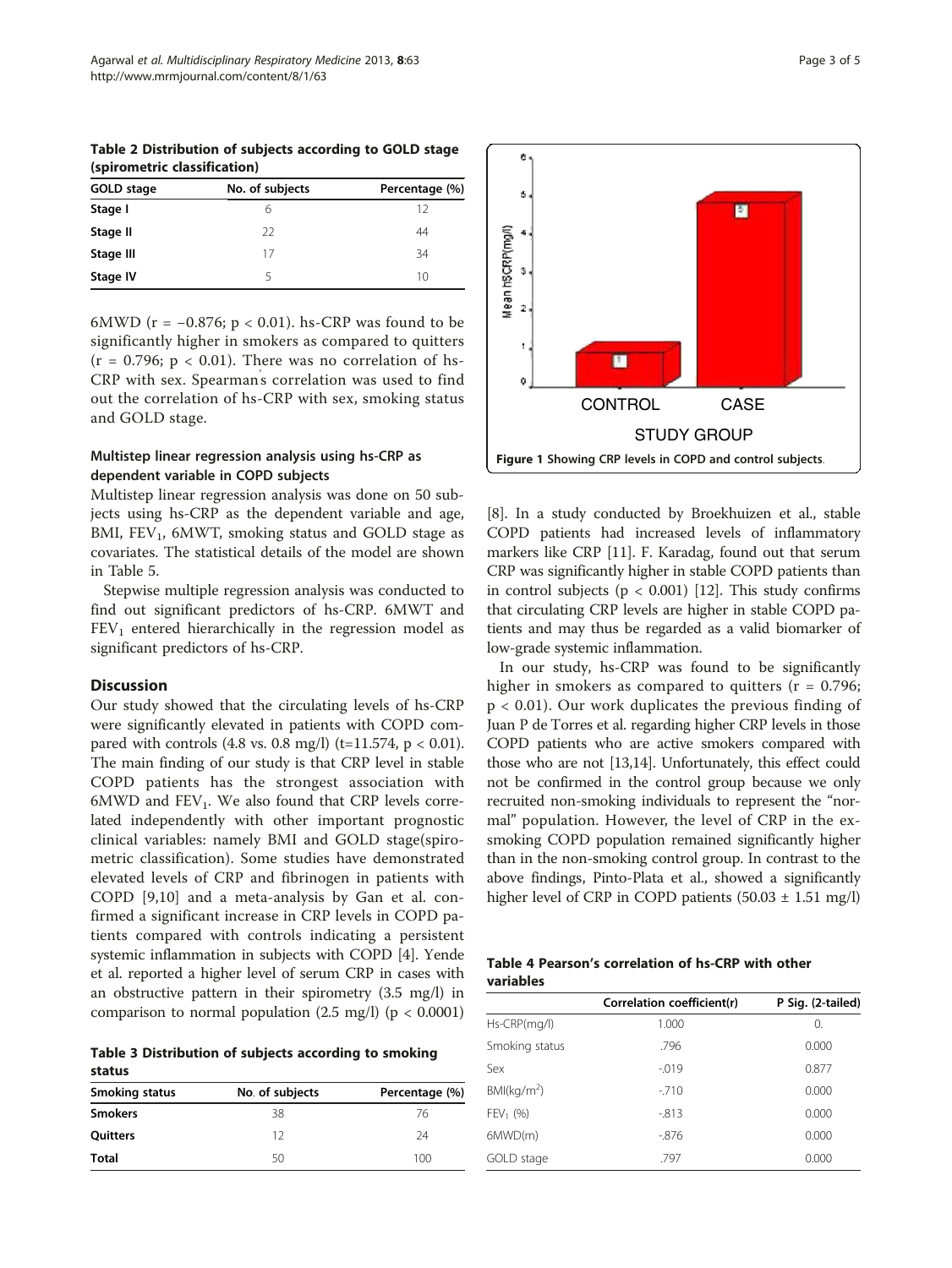**Table 2 Distribution of subjects according to GOLD stage (spirometric classification)**

| GOLD stage | No. of subjects | Percentage (%) |
|---|---|---|
| **Stage I** | 6 | 12 |
| **Stage II** | 22 | 44 |
| **Stage III** | 17 | 34 |
| **Stage IV** | 5 | 10 |

6MWD ($r = -0.876$; $p < 0.01$). hs-CRP was found to be significantly higher in smokers as compared to quitters ($r = 0.796$; $p < 0.01$). There was no correlation of hs-CRP with sex. Spearman's correlation was used to find out the correlation of hs-CRP with sex, smoking status and GOLD stage.

### Multistep linear regression analysis using hs-CRP as dependent variable in COPD subjects

Multistep linear regression analysis was done on 50 subjects using hs-CRP as the dependent variable and age, BMI, $FEV_1$, 6MWT, smoking status and GOLD stage as covariates. The statistical details of the model are shown in Table 5.

Stepwise multiple regression analysis was conducted to find out significant predictors of hs-CRP. 6MWT and $FEV_1$ entered hierarchically in the regression model as significant predictors of hs-CRP.

## Discussion

Our study showed that the circulating levels of hs-CRP were significantly elevated in patients with COPD compared with controls (4.8 vs. 0.8 mg/l) ($t=11.574$, $p < 0.01$). The main finding of our study is that CRP level in stable COPD patients has the strongest association with 6MWD and $FEV_1$. We also found that CRP levels correlated independently with other important prognostic clinical variables: namely BMI and GOLD stage(spirometric classification). Some studies have demonstrated elevated levels of CRP and fibrinogen in patients with COPD [9,10] and a meta-analysis by Gan et al. confirmed a significant increase in CRP levels in COPD patients compared with controls indicating a persistent systemic inflammation in subjects with COPD [4]. Yende et al. reported a higher level of serum CRP in cases with an obstructive pattern in their spirometry (3.5 mg/l) in comparison to normal population (2.5 mg/l) ($p < 0.0001$) [8]. In a study conducted by Broekhuizen et al., stable COPD patients had increased levels of inflammatory markers like CRP [11]. F. Karadag, found out that serum CRP was significantly higher in stable COPD patients than in control subjects ($p < 0.001$) [12]. This study confirms that circulating CRP levels are higher in stable COPD patients and may thus be regarded as a valid biomarker of low-grade systemic inflammation.

**Table 3 Distribution of subjects according to smoking status**

| Smoking status | No. of subjects | Percentage (%) |
|---|---|---|
| **Smokers** | 38 | 76 |
| **Quitters** | 12 | 24 |
| **Total** | 50 | 100 |

**Figure 1** Showing CRP levels in COPD and control subjects.

In our study, hs-CRP was found to be significantly higher in smokers as compared to quitters ($r = 0.796$; $p < 0.01$). Our work duplicates the previous finding of Juan P de Torres et al. regarding higher CRP levels in those COPD patients who are active smokers compared with those who are not [13,14]. Unfortunately, this effect could not be confirmed in the control group because we only recruited non-smoking individuals to represent the "normal" population. However, the level of CRP in the ex-smoking COPD population remained significantly higher than in the non-smoking control group. In contrast to the above findings, Pinto-Plata et al., showed a significantly higher level of CRP in COPD patients ($50.03 \pm 1.51$ mg/l)

**Table 4 Pearson's correlation of hs-CRP with other variables**

| | Correlation coefficient(r) | P Sig. (2-tailed) |
|---|---|---|
| Hs-CRP(mg/l) | 1.000 | 0. |
| Smoking status | .796 | 0.000 |
| Sex | -.019 | 0.877 |
| BMI($kg/m^2$) | -.710 | 0.000 |
| $FEV_1$ (%) | -.813 | 0.000 |
| 6MWD(m) | -.876 | 0.000 |
| GOLD stage | .797 | 0.000 |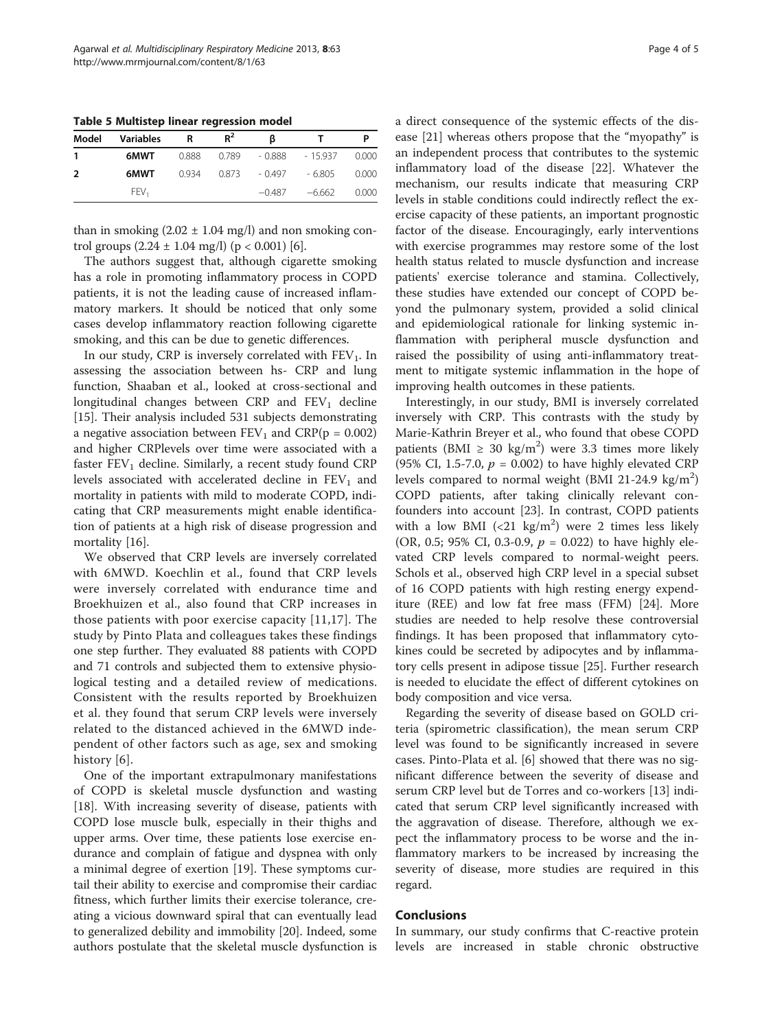**Table 5 Multistep linear regression model**

| Model | Variables | R | $R^2$ | β | T | P |
|---|---|---|---|---|---|---|
| 1 | **6MWT** | 0.888 | 0.789 | - 0.888 | - 15.937 | 0.000 |
| 2 | **6MWT** | 0.934 | 0.873 | - 0.497 | - 6.805 | 0.000 |
| | $FEV_1$ | | | −0.487 | −6.662 | 0.000 |

than in smoking (2.02 ± 1.04 mg/l) and non smoking control groups (2.24 ± 1.04 mg/l) ($p < 0.001$) [6].

The authors suggest that, although cigarette smoking has a role in promoting inflammatory process in COPD patients, it is not the leading cause of increased inflammatory markers. It should be noticed that only some cases develop inflammatory reaction following cigarette smoking, and this can be due to genetic differences.

In our study, CRP is inversely correlated with $FEV_1$. In assessing the association between hs- CRP and lung function, Shaaban et al., looked at cross-sectional and longitudinal changes between CRP and $FEV_1$ decline [15]. Their analysis included 531 subjects demonstrating a negative association between $FEV_1$ and CRP($p = 0.002$) and higher CRPlevels over time were associated with a faster $FEV_1$ decline. Similarly, a recent study found CRP levels associated with accelerated decline in $FEV_1$ and mortality in patients with mild to moderate COPD, indicating that CRP measurements might enable identification of patients at a high risk of disease progression and mortality [16].

We observed that CRP levels are inversely correlated with 6MWD. Koechlin et al., found that CRP levels were inversely correlated with endurance time and Broekhuizen et al., also found that CRP increases in those patients with poor exercise capacity [11,17]. The study by Pinto Plata and colleagues takes these findings one step further. They evaluated 88 patients with COPD and 71 controls and subjected them to extensive physiological testing and a detailed review of medications. Consistent with the results reported by Broekhuizen et al. they found that serum CRP levels were inversely related to the distanced achieved in the 6MWD independent of other factors such as age, sex and smoking history [6].

One of the important extrapulmonary manifestations of COPD is skeletal muscle dysfunction and wasting [18]. With increasing severity of disease, patients with COPD lose muscle bulk, especially in their thighs and upper arms. Over time, these patients lose exercise endurance and complain of fatigue and dyspnea with only a minimal degree of exertion [19]. These symptoms curtail their ability to exercise and compromise their cardiac fitness, which further limits their exercise tolerance, creating a vicious downward spiral that can eventually lead to generalized debility and immobility [20]. Indeed, some authors postulate that the skeletal muscle dysfunction is a direct consequence of the systemic effects of the disease [21] whereas others propose that the "myopathy" is an independent process that contributes to the systemic inflammatory load of the disease [22]. Whatever the mechanism, our results indicate that measuring CRP levels in stable conditions could indirectly reflect the exercise capacity of these patients, an important prognostic factor of the disease. Encouragingly, early interventions with exercise programmes may restore some of the lost health status related to muscle dysfunction and increase patients' exercise tolerance and stamina. Collectively, these studies have extended our concept of COPD beyond the pulmonary system, provided a solid clinical and epidemiological rationale for linking systemic inflammation with peripheral muscle dysfunction and raised the possibility of using anti-inflammatory treatment to mitigate systemic inflammation in the hope of improving health outcomes in these patients.

Interestingly, in our study, BMI is inversely correlated inversely with CRP. This contrasts with the study by Marie-Kathrin Breyer et al., who found that obese COPD patients (BMI ≥ 30 $kg/m^2$) were 3.3 times more likely (95% CI, 1.5-7.0, $p = 0.002$) to have highly elevated CRP levels compared to normal weight (BMI 21-24.9 $kg/m^2$) COPD patients, after taking clinically relevant confounders into account [23]. In contrast, COPD patients with a low BMI (<21 $kg/m^2$) were 2 times less likely (OR, 0.5; 95% CI, 0.3-0.9, $p = 0.022$) to have highly elevated CRP levels compared to normal-weight peers. Schols et al., observed high CRP level in a special subset of 16 COPD patients with high resting energy expenditure (REE) and low fat free mass (FFM) [24]. More studies are needed to help resolve these controversial findings. It has been proposed that inflammatory cytokines could be secreted by adipocytes and by inflammatory cells present in adipose tissue [25]. Further research is needed to elucidate the effect of different cytokines on body composition and vice versa.

Regarding the severity of disease based on GOLD criteria (spirometric classification), the mean serum CRP level was found to be significantly increased in severe cases. Pinto-Plata et al. [6] showed that there was no significant difference between the severity of disease and serum CRP level but de Torres and co-workers [13] indicated that serum CRP level significantly increased with the aggravation of disease. Therefore, although we expect the inflammatory process to be worse and the inflammatory markers to be increased by increasing the severity of disease, more studies are required in this regard.

## Conclusions

In summary, our study confirms that C-reactive protein levels are increased in stable chronic obstructive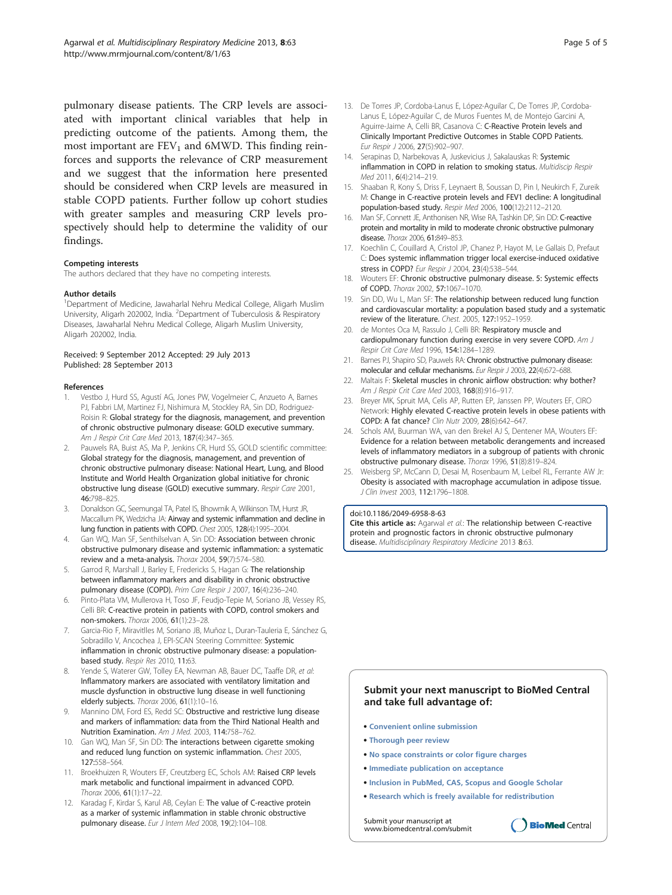pulmonary disease patients. The CRP levels are associated with important clinical variables that help in predicting outcome of the patients. Among them, the most important are $FEV_1$ and 6MWD. This finding reinforces and supports the relevance of CRP measurement and we suggest that the information here presented should be considered when CRP levels are measured in stable COPD patients. Further follow up cohort studies with greater samples and measuring CRP levels prospectively should help to determine the validity of our findings.

#### Competing interests

The authors declared that they have no competing interests.

#### Author details

[1]Department of Medicine, Jawaharlal Nehru Medical College, Aligarh Muslim University, Aligarh 202002, India. [2]Department of Tuberculosis & Respiratory Diseases, Jawaharlal Nehru Medical College, Aligarh Muslim University, Aligarh 202002, India.

Received: 9 September 2012 Accepted: 29 July 2013
Published: 28 September 2013

#### References

1. Vestbo J, Hurd SS, Agustí AG, Jones PW, Vogelmeier C, Anzueto A, Barnes PJ, Fabbri LM, Martinez FJ, Nishimura M, Stockley RA, Sin DD, Rodriguez-Roisin R: **Global strategy for the diagnosis, management, and prevention of chronic obstructive pulmonary disease: GOLD executive summary.** *Am J Respir Crit Care Med* 2013, **187**(4):347–365.
2. Pauwels RA, Buist AS, Ma P, Jenkins CR, Hurd SS, GOLD scientific committee: **Global strategy for the diagnosis, management, and prevention of chronic obstructive pulmonary disease: National Heart, Lung, and Blood Institute and World Health Organization global initiative for chronic obstructive lung disease (GOLD) executive summary.** *Respir Care* 2001, **46**:798–825.
3. Donaldson GC, Seemungal TA, Patel IS, Bhowmik A, Wilkinson TM, Hurst JR, Maccallum PK, Wedzicha JA: **Airway and systemic inflammation and decline in lung function in patients with COPD.** *Chest* 2005, **128**(4):1995–2004.
4. Gan WQ, Man SF, Senthilselvan A, Sin DD: **Association between chronic obstructive pulmonary disease and systemic inflammation: a systematic review and a meta-analysis.** *Thorax* 2004, **59**(7):574–580.
5. Garrod R, Marshall J, Barley E, Fredericks S, Hagan G: **The relationship between inflammatory markers and disability in chronic obstructive pulmonary disease (COPD).** *Prim Care Respir J* 2007, **16**(4):236–240.
6. Pinto-Plata VM, Mullerova H, Toso JF, Feudjo-Tepie M, Soriano JB, Vessey RS, Celli BR: **C-reactive protein in patients with COPD, control smokers and non-smokers.** *Thorax* 2006, **61**(1):23–28.
7. Garcia-Rio F, Miravitlles M, Soriano JB, Muñoz L, Duran-Tauleria E, Sánchez G, Sobradillo V, Ancochea J, EPI-SCAN Steering Committee: **Systemic inflammation in chronic obstructive pulmonary disease: a population-based study.** *Respir Res* 2010, **11**:63.
8. Yende S, Waterer GW, Tolley EA, Newman AB, Bauer DC, Taaffe DR, *et al*: **Inflammatory markers are associated with ventilatory limitation and muscle dysfunction in obstructive lung disease in well functioning elderly subjects.** *Thorax* 2006, **61**(1):10–16.
9. Mannino DM, Ford ES, Redd SC: **Obstructive and restrictive lung disease and markers of inflammation: data from the Third National Health and Nutrition Examination.** *Am J Med.* 2003, **114**:758–762.
10. Gan WQ, Man SF, Sin DD: **The interactions between cigarette smoking and reduced lung function on systemic inflammation.** *Chest* 2005, **127**:558–564.
11. Broekhuizen R, Wouters EF, Creutzberg EC, Schols AM: **Raised CRP levels mark metabolic and functional impairment in advanced COPD.** *Thorax* 2006, **61**(1):17–22.
12. Karadag F, Kirdar S, Karul AB, Ceylan E: **The value of C-reactive protein as a marker of systemic inflammation in stable chronic obstructive pulmonary disease.** *Eur J Intern Med* 2008, **19**(2):104–108.
13. De Torres JP, Cordoba-Lanus E, López-Aguilar C, De Torres JP, Cordoba-Lanus E, López-Aguilar C, de Muros Fuentes M, de Montejo Garcini A, Aguirre-Jaime A, Celli BR, Casanova C: **C-Reactive Protein levels and Clinically Important Predictive Outcomes in Stable COPD Patients.** *Eur Respir J* 2006, **27**(5):902–907.
14. Serapinas D, Narbekovas A, Juskevicius J, Sakalauskas R: **Systemic inflammation in COPD in relation to smoking status.** *Multidiscip Respir Med* 2011, **6**(4):214–219.
15. Shaaban R, Kony S, Driss F, Leynaert B, Soussan D, Pin I, Neukirch F, Zureik M: **Change in C-reactive protein levels and FEV1 decline: A longitudinal population-based study.** *Respir Med* 2006, **100**(12):2112–2120.
16. Man SF, Connett JE, Anthonisen NR, Wise RA, Tashkin DP, Sin DD: **C-reactive protein and mortality in mild to moderate chronic obstructive pulmonary disease.** *Thorax* 2006, **61**:849–853.
17. Koechlin C, Couillard A, Cristol JP, Chanez P, Hayot M, Le Gallais D, Prefaut C: **Does systemic inflammation trigger local exercise-induced oxidative stress in COPD?** *Eur Respir J* 2004, **23**(4):538–544.
18. Wouters EF: **Chronic obstructive pulmonary disease. 5: Systemic effects of COPD.** *Thorax* 2002, **57**:1067–1070.
19. Sin DD, Wu L, Man SF: **The relationship between reduced lung function and cardiovascular mortality: a population based study and a systematic review of the literature.** *Chest.* 2005, **127**:1952–1959.
20. de Montes Oca M, Rassulo J, Celli BR: **Respiratory muscle and cardiopulmonary function during exercise in very severe COPD.** *Am J Respir Crit Care Med* 1996, **154**:1284–1289.
21. Barnes PJ, Shapiro SD, Pauwels RA: **Chronic obstructive pulmonary disease: molecular and cellular mechanisms.** *Eur Respir J* 2003, **22**(4):672–688.
22. Maltais F: **Skeletal muscles in chronic airflow obstruction: why bother?** *Am J Respir Crit Care Med* 2003, **168**(8):916–917.
23. Breyer MK, Spruit MA, Celis AP, Rutten EP, Janssen PP, Wouters EF, CIRO Network: **Highly elevated C-reactive protein levels in obese patients with COPD: A fat chance?** *Clin Nutr* 2009, **28**(6):642–647.
24. Schols AM, Buurman WA, van den Brekel AJ S, Dentener MA, Wouters EF: **Evidence for a relation between metabolic derangements and increased levels of inflammatory mediators in a subgroup of patients with chronic obstructive pulmonary disease.** *Thorax* 1996, **51**(8):819–824.
25. Weisberg SP, McCann D, Desai M, Rosenbaum M, Leibel RL, Ferrante AW Jr: **Obesity is associated with macrophage accumulation in adipose tissue.** *J Clin Invest* 2003, **112**:1796–1808.

doi:10.1186/2049-6958-8-63
**Cite this article as:** Agarwal *et al.*: The relationship between C-reactive protein and prognostic factors in chronic obstructive pulmonary disease. *Multidisciplinary Respiratory Medicine* 2013 **8**:63.